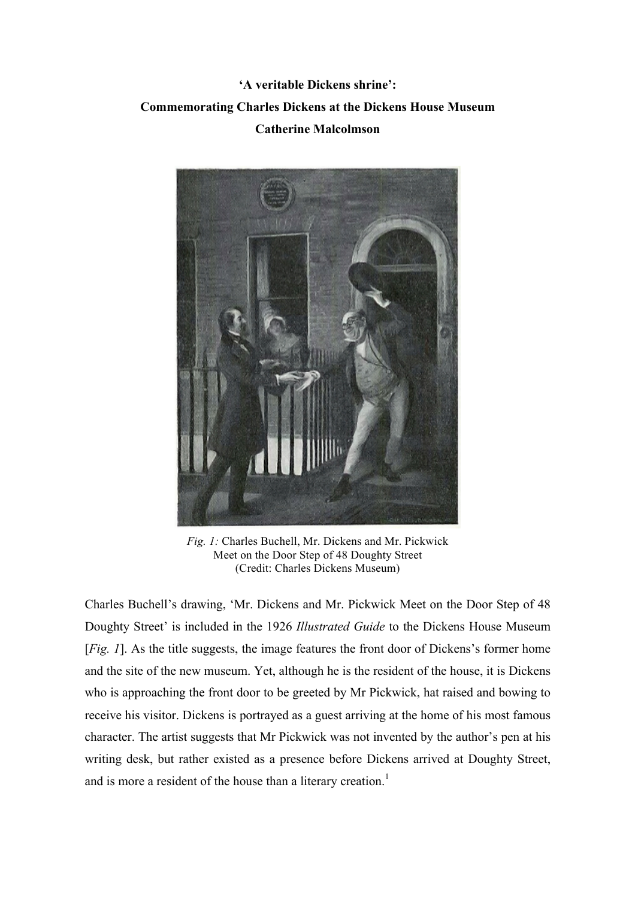**‘A veritable Dickens shrine’:**

**Commemorating Charles Dickens at the Dickens House Museum**

**Catherine Malcolmson**

*Fig. 1:* Charles Buchell, Mr. Dickens and Mr. Pickwick Meet on the Door Step of 48 Doughty Street (Credit: Charles Dickens Museum)

Charles Buchell’s drawing, ‘Mr. Dickens and Mr. Pickwick Meet on the Door Step of 48 Doughty Street’ is included in the 1926 *Illustrated Guide* to the Dickens House Museum [*Fig. 1*]. As the title suggests, the image features the front door of Dickens’s former home and the site of the new museum. Yet, although he is the resident of the house, it is Dickens who is approaching the front door to be greeted by Mr Pickwick, hat raised and bowing to receive his visitor. Dickens is portrayed as a guest arriving at the home of his most famous character. The artist suggests that Mr Pickwick was not invented by the author’s pen at his writing desk, but rather existed as a presence before Dickens arrived at Doughty Street, and is more a resident of the house than a literary creation.[1]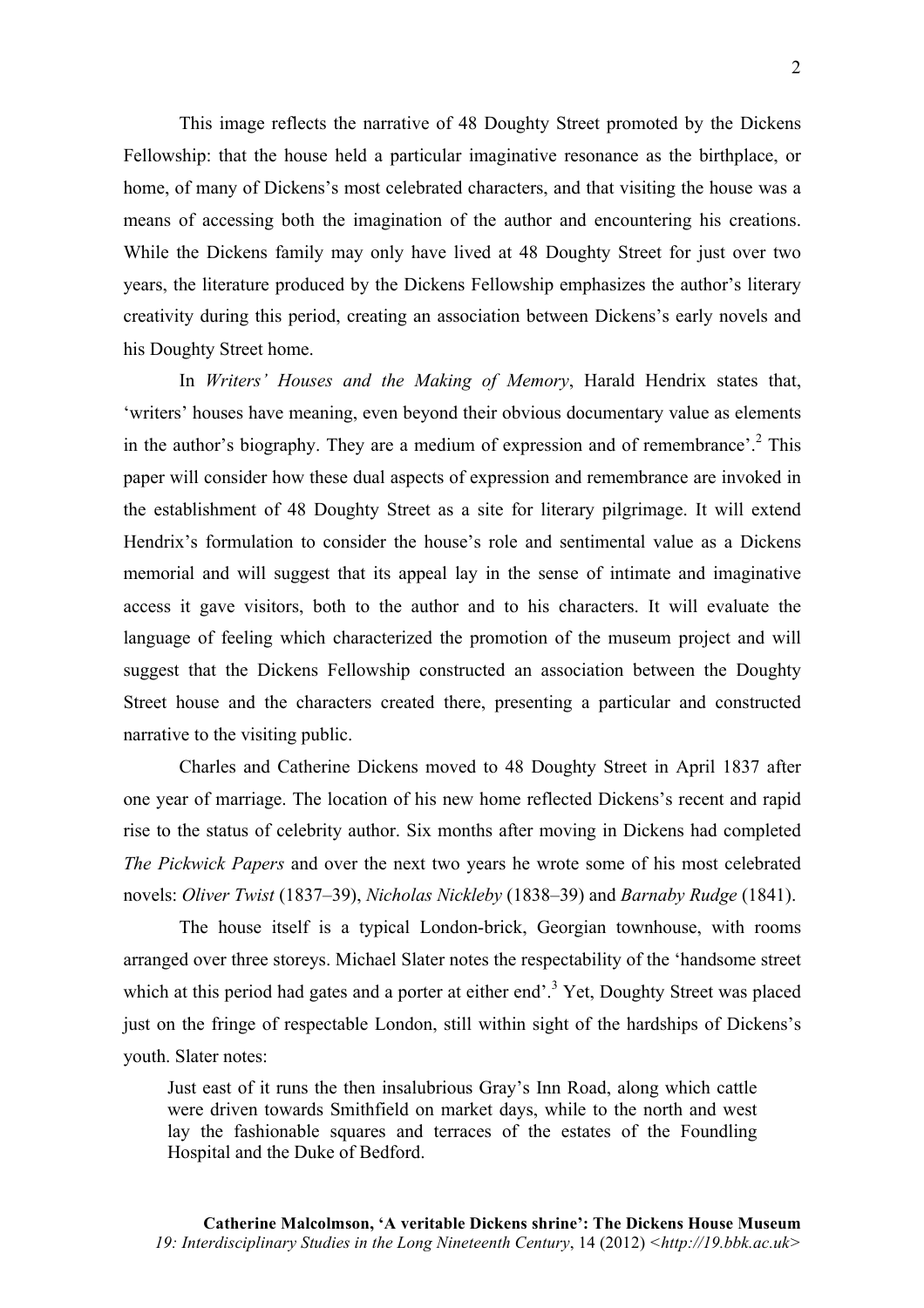This image reflects the narrative of 48 Doughty Street promoted by the Dickens Fellowship: that the house held a particular imaginative resonance as the birthplace, or home, of many of Dickens's most celebrated characters, and that visiting the house was a means of accessing both the imagination of the author and encountering his creations. While the Dickens family may only have lived at 48 Doughty Street for just over two years, the literature produced by the Dickens Fellowship emphasizes the author's literary creativity during this period, creating an association between Dickens's early novels and his Doughty Street home.

In *Writers' Houses and the Making of Memory*, Harald Hendrix states that, 'writers' houses have meaning, even beyond their obvious documentary value as elements in the author's biography. They are a medium of expression and of remembrance'.[2] This paper will consider how these dual aspects of expression and remembrance are invoked in the establishment of 48 Doughty Street as a site for literary pilgrimage. It will extend Hendrix's formulation to consider the house's role and sentimental value as a Dickens memorial and will suggest that its appeal lay in the sense of intimate and imaginative access it gave visitors, both to the author and to his characters. It will evaluate the language of feeling which characterized the promotion of the museum project and will suggest that the Dickens Fellowship constructed an association between the Doughty Street house and the characters created there, presenting a particular and constructed narrative to the visiting public.

Charles and Catherine Dickens moved to 48 Doughty Street in April 1837 after one year of marriage. The location of his new home reflected Dickens's recent and rapid rise to the status of celebrity author. Six months after moving in Dickens had completed *The Pickwick Papers* and over the next two years he wrote some of his most celebrated novels: *Oliver Twist* (1837–39), *Nicholas Nickleby* (1838–39) and *Barnaby Rudge* (1841).

The house itself is a typical London-brick, Georgian townhouse, with rooms arranged over three storeys. Michael Slater notes the respectability of the 'handsome street which at this period had gates and a porter at either end'.[3] Yet, Doughty Street was placed just on the fringe of respectable London, still within sight of the hardships of Dickens's youth. Slater notes:

> Just east of it runs the then insalubrious Gray's Inn Road, along which cattle were driven towards Smithfield on market days, while to the north and west lay the fashionable squares and terraces of the estates of the Foundling Hospital and the Duke of Bedford.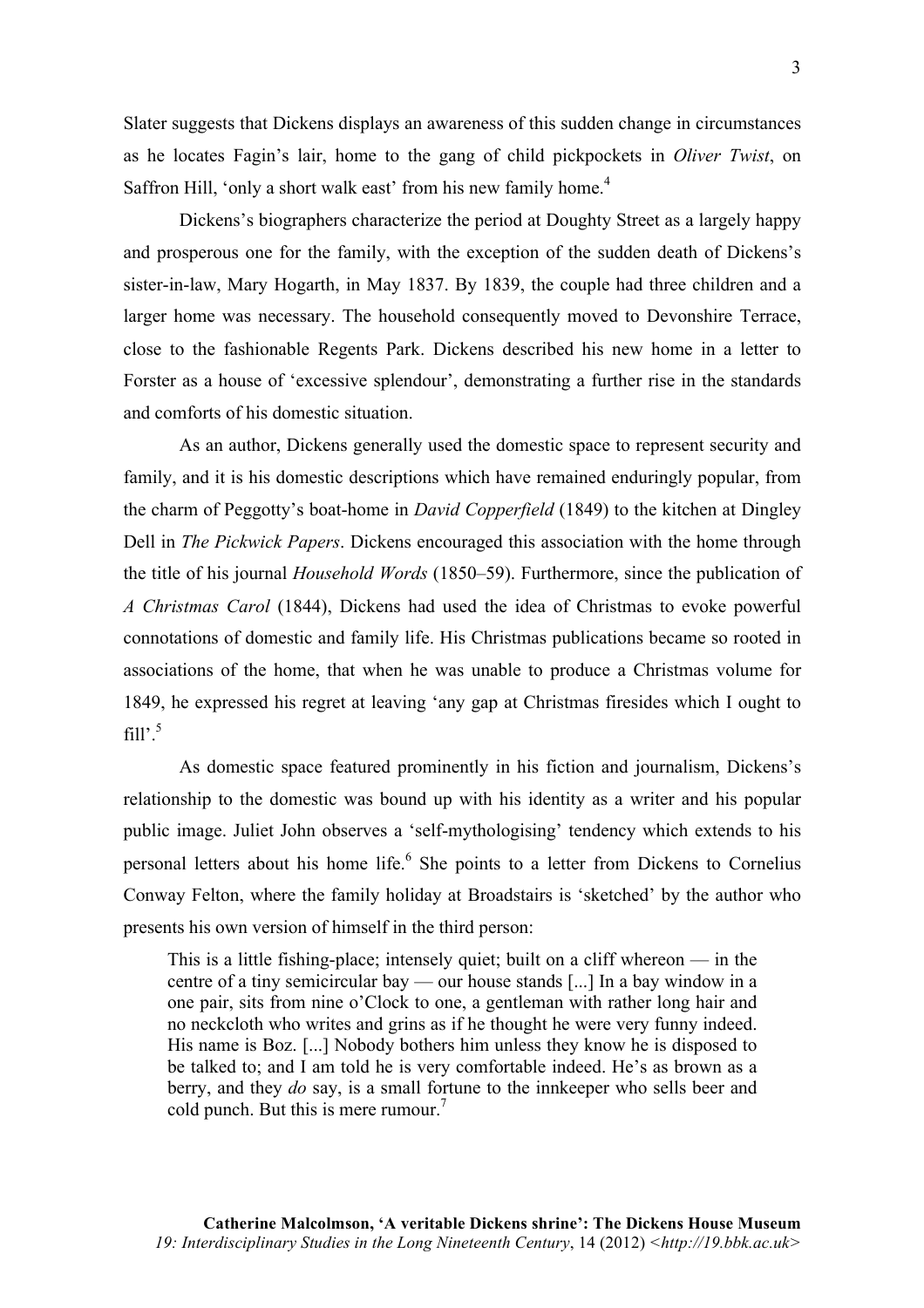Slater suggests that Dickens displays an awareness of this sudden change in circumstances as he locates Fagin's lair, home to the gang of child pickpockets in *Oliver Twist*, on Saffron Hill, 'only a short walk east' from his new family home.[4]

Dickens's biographers characterize the period at Doughty Street as a largely happy and prosperous one for the family, with the exception of the sudden death of Dickens's sister-in-law, Mary Hogarth, in May 1837. By 1839, the couple had three children and a larger home was necessary. The household consequently moved to Devonshire Terrace, close to the fashionable Regents Park. Dickens described his new home in a letter to Forster as a house of 'excessive splendour', demonstrating a further rise in the standards and comforts of his domestic situation.

As an author, Dickens generally used the domestic space to represent security and family, and it is his domestic descriptions which have remained enduringly popular, from the charm of Peggotty's boat-home in *David Copperfield* (1849) to the kitchen at Dingley Dell in *The Pickwick Papers*. Dickens encouraged this association with the home through the title of his journal *Household Words* (1850–59). Furthermore, since the publication of *A Christmas Carol* (1844), Dickens had used the idea of Christmas to evoke powerful connotations of domestic and family life. His Christmas publications became so rooted in associations of the home, that when he was unable to produce a Christmas volume for 1849, he expressed his regret at leaving 'any gap at Christmas firesides which I ought to fill'.[5]

As domestic space featured prominently in his fiction and journalism, Dickens's relationship to the domestic was bound up with his identity as a writer and his popular public image. Juliet John observes a 'self-mythologising' tendency which extends to his personal letters about his home life.[6] She points to a letter from Dickens to Cornelius Conway Felton, where the family holiday at Broadstairs is 'sketched' by the author who presents his own version of himself in the third person:

> This is a little fishing-place; intensely quiet; built on a cliff whereon — in the centre of a tiny semicircular bay — our house stands [...] In a bay window in a one pair, sits from nine o'Clock to one, a gentleman with rather long hair and no neckcloth who writes and grins as if he thought he were very funny indeed. His name is Boz. [...] Nobody bothers him unless they know he is disposed to be talked to; and I am told he is very comfortable indeed. He's as brown as a berry, and they *do* say, is a small fortune to the innkeeper who sells beer and cold punch. But this is mere rumour.[7]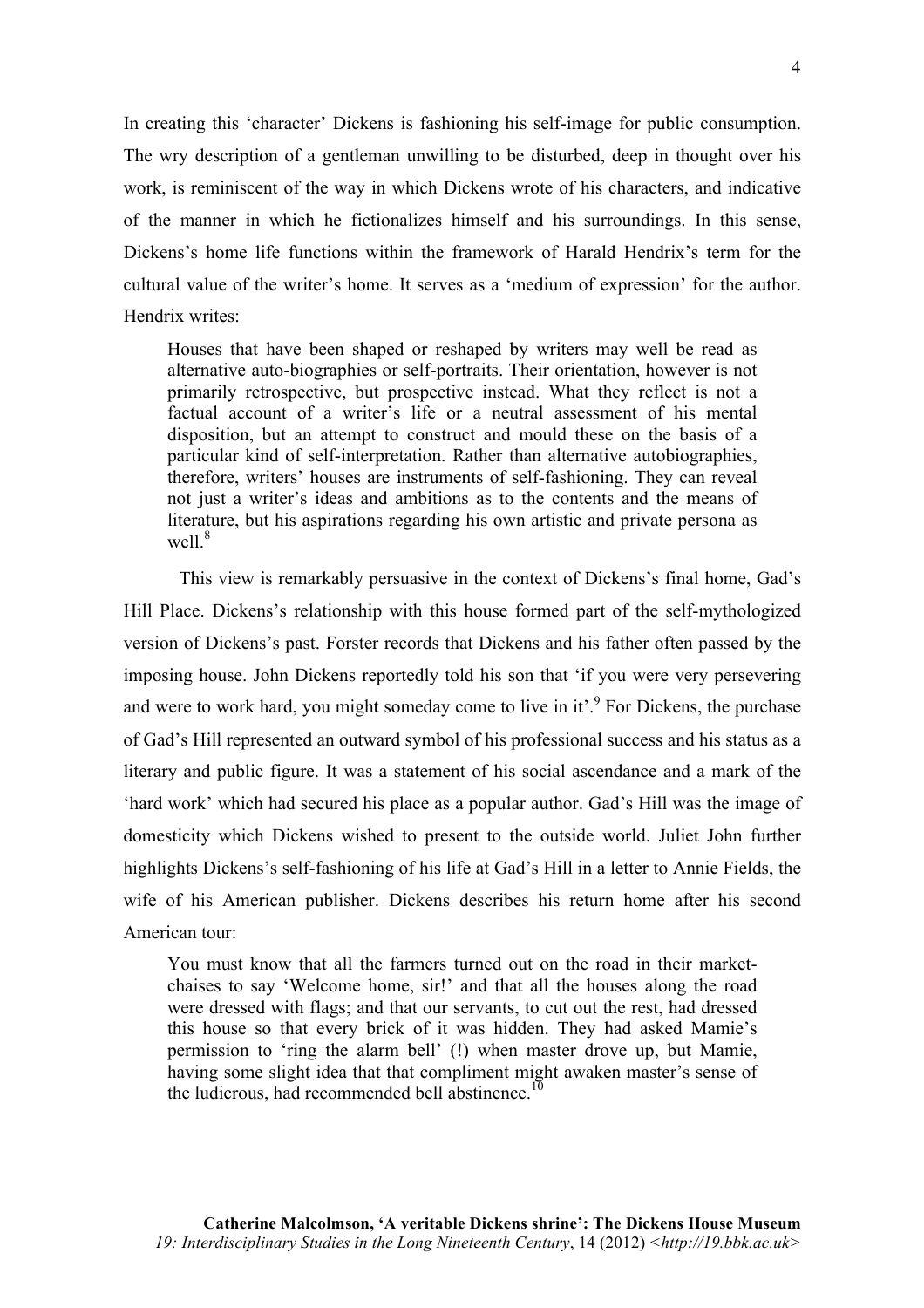In creating this 'character' Dickens is fashioning his self-image for public consumption. The wry description of a gentleman unwilling to be disturbed, deep in thought over his work, is reminiscent of the way in which Dickens wrote of his characters, and indicative of the manner in which he fictionalizes himself and his surroundings. In this sense, Dickens's home life functions within the framework of Harald Hendrix's term for the cultural value of the writer's home. It serves as a 'medium of expression' for the author. Hendrix writes:

> Houses that have been shaped or reshaped by writers may well be read as alternative auto-biographies or self-portraits. Their orientation, however is not primarily retrospective, but prospective instead. What they reflect is not a factual account of a writer's life or a neutral assessment of his mental disposition, but an attempt to construct and mould these on the basis of a particular kind of self-interpretation. Rather than alternative autobiographies, therefore, writers' houses are instruments of self-fashioning. They can reveal not just a writer's ideas and ambitions as to the contents and the means of literature, but his aspirations regarding his own artistic and private persona as well.[8]

This view is remarkably persuasive in the context of Dickens's final home, Gad's Hill Place. Dickens's relationship with this house formed part of the self-mythologized version of Dickens's past. Forster records that Dickens and his father often passed by the imposing house. John Dickens reportedly told his son that 'if you were very persevering and were to work hard, you might someday come to live in it'.[9] For Dickens, the purchase of Gad's Hill represented an outward symbol of his professional success and his status as a literary and public figure. It was a statement of his social ascendance and a mark of the 'hard work' which had secured his place as a popular author. Gad's Hill was the image of domesticity which Dickens wished to present to the outside world. Juliet John further highlights Dickens's self-fashioning of his life at Gad's Hill in a letter to Annie Fields, the wife of his American publisher. Dickens describes his return home after his second American tour:

> You must know that all the farmers turned out on the road in their market-chaises to say 'Welcome home, sir!' and that all the houses along the road were dressed with flags; and that our servants, to cut out the rest, had dressed this house so that every brick of it was hidden. They had asked Mamie's permission to 'ring the alarm bell' (!) when master drove up, but Mamie, having some slight idea that that compliment might awaken master's sense of the ludicrous, had recommended bell abstinence.[10]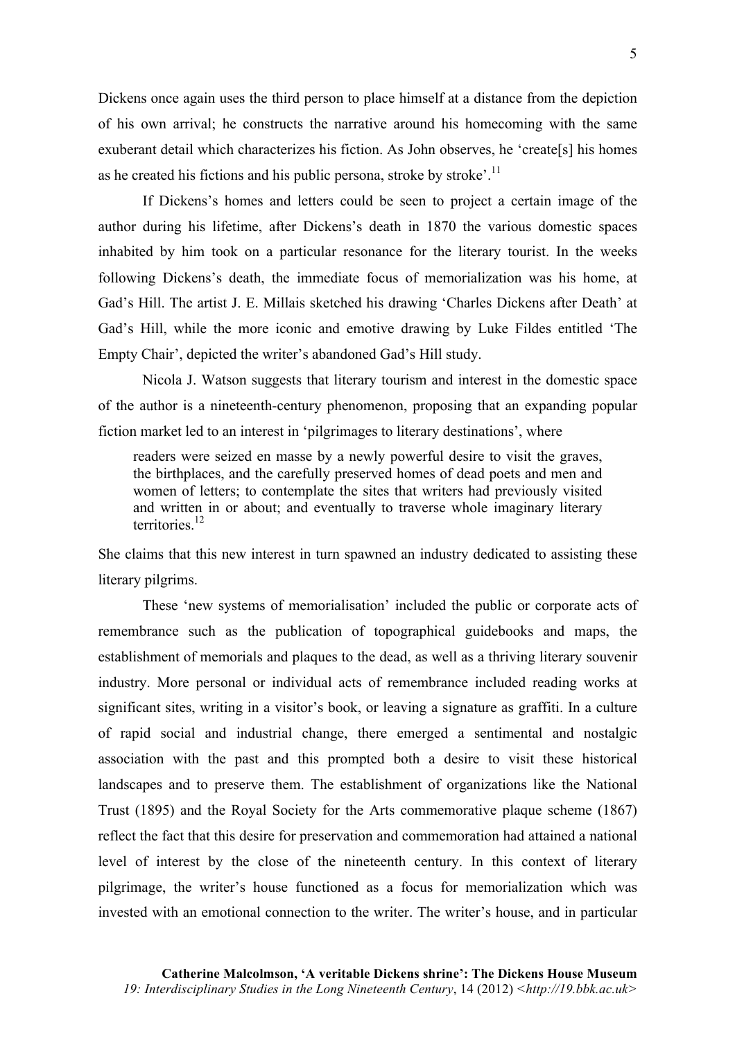Dickens once again uses the third person to place himself at a distance from the depiction of his own arrival; he constructs the narrative around his homecoming with the same exuberant detail which characterizes his fiction. As John observes, he 'create[s] his homes as he created his fictions and his public persona, stroke by stroke'.[11]

If Dickens's homes and letters could be seen to project a certain image of the author during his lifetime, after Dickens's death in 1870 the various domestic spaces inhabited by him took on a particular resonance for the literary tourist. In the weeks following Dickens's death, the immediate focus of memorialization was his home, at Gad's Hill. The artist J. E. Millais sketched his drawing 'Charles Dickens after Death' at Gad's Hill, while the more iconic and emotive drawing by Luke Fildes entitled 'The Empty Chair', depicted the writer's abandoned Gad's Hill study.

Nicola J. Watson suggests that literary tourism and interest in the domestic space of the author is a nineteenth-century phenomenon, proposing that an expanding popular fiction market led to an interest in 'pilgrimages to literary destinations', where

> readers were seized en masse by a newly powerful desire to visit the graves, the birthplaces, and the carefully preserved homes of dead poets and men and women of letters; to contemplate the sites that writers had previously visited and written in or about; and eventually to traverse whole imaginary literary territories.[12]

She claims that this new interest in turn spawned an industry dedicated to assisting these literary pilgrims.

These 'new systems of memorialisation' included the public or corporate acts of remembrance such as the publication of topographical guidebooks and maps, the establishment of memorials and plaques to the dead, as well as a thriving literary souvenir industry. More personal or individual acts of remembrance included reading works at significant sites, writing in a visitor's book, or leaving a signature as graffiti. In a culture of rapid social and industrial change, there emerged a sentimental and nostalgic association with the past and this prompted both a desire to visit these historical landscapes and to preserve them. The establishment of organizations like the National Trust (1895) and the Royal Society for the Arts commemorative plaque scheme (1867) reflect the fact that this desire for preservation and commemoration had attained a national level of interest by the close of the nineteenth century. In this context of literary pilgrimage, the writer's house functioned as a focus for memorialization which was invested with an emotional connection to the writer. The writer's house, and in particular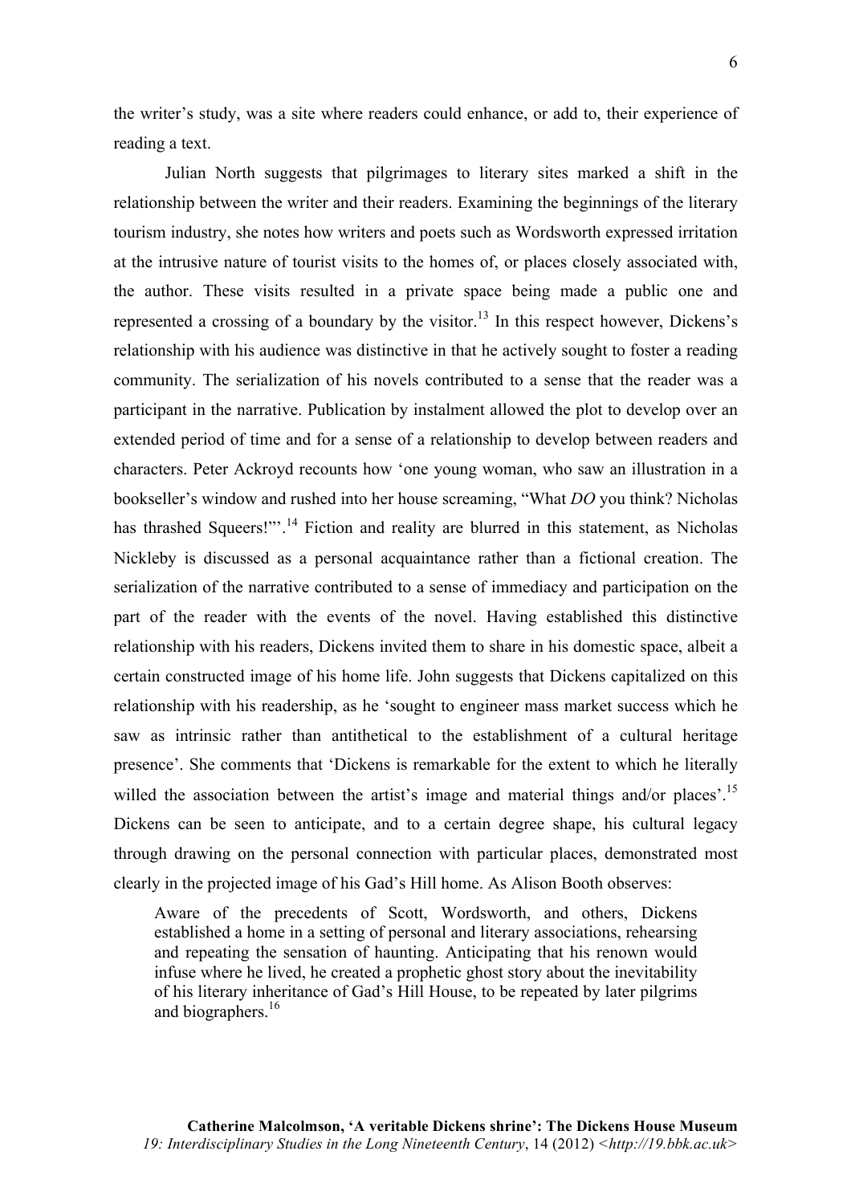the writer's study, was a site where readers could enhance, or add to, their experience of reading a text.

Julian North suggests that pilgrimages to literary sites marked a shift in the relationship between the writer and their readers. Examining the beginnings of the literary tourism industry, she notes how writers and poets such as Wordsworth expressed irritation at the intrusive nature of tourist visits to the homes of, or places closely associated with, the author. These visits resulted in a private space being made a public one and represented a crossing of a boundary by the visitor.[13] In this respect however, Dickens's relationship with his audience was distinctive in that he actively sought to foster a reading community. The serialization of his novels contributed to a sense that the reader was a participant in the narrative. Publication by instalment allowed the plot to develop over an extended period of time and for a sense of a relationship to develop between readers and characters. Peter Ackroyd recounts how 'one young woman, who saw an illustration in a bookseller's window and rushed into her house screaming, "What *DO* you think? Nicholas has thrashed Squeers!"'.[14] Fiction and reality are blurred in this statement, as Nicholas Nickleby is discussed as a personal acquaintance rather than a fictional creation. The serialization of the narrative contributed to a sense of immediacy and participation on the part of the reader with the events of the novel. Having established this distinctive relationship with his readers, Dickens invited them to share in his domestic space, albeit a certain constructed image of his home life. John suggests that Dickens capitalized on this relationship with his readership, as he 'sought to engineer mass market success which he saw as intrinsic rather than antithetical to the establishment of a cultural heritage presence'. She comments that 'Dickens is remarkable for the extent to which he literally willed the association between the artist's image and material things and/or places'.[15] Dickens can be seen to anticipate, and to a certain degree shape, his cultural legacy through drawing on the personal connection with particular places, demonstrated most clearly in the projected image of his Gad's Hill home. As Alison Booth observes:

> Aware of the precedents of Scott, Wordsworth, and others, Dickens established a home in a setting of personal and literary associations, rehearsing and repeating the sensation of haunting. Anticipating that his renown would infuse where he lived, he created a prophetic ghost story about the inevitability of his literary inheritance of Gad's Hill House, to be repeated by later pilgrims and biographers.[16]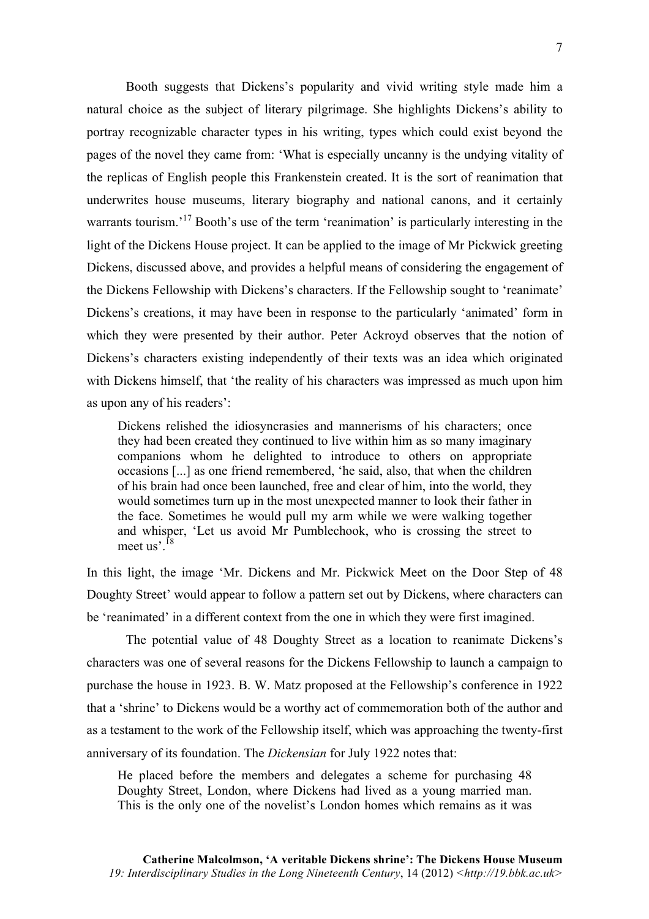Booth suggests that Dickens's popularity and vivid writing style made him a natural choice as the subject of literary pilgrimage. She highlights Dickens's ability to portray recognizable character types in his writing, types which could exist beyond the pages of the novel they came from: 'What is especially uncanny is the undying vitality of the replicas of English people this Frankenstein created. It is the sort of reanimation that underwrites house museums, literary biography and national canons, and it certainly warrants tourism.'[17] Booth's use of the term 'reanimation' is particularly interesting in the light of the Dickens House project. It can be applied to the image of Mr Pickwick greeting Dickens, discussed above, and provides a helpful means of considering the engagement of the Dickens Fellowship with Dickens's characters. If the Fellowship sought to 'reanimate' Dickens's creations, it may have been in response to the particularly 'animated' form in which they were presented by their author. Peter Ackroyd observes that the notion of Dickens's characters existing independently of their texts was an idea which originated with Dickens himself, that 'the reality of his characters was impressed as much upon him as upon any of his readers':

> Dickens relished the idiosyncrasies and mannerisms of his characters; once they had been created they continued to live within him as so many imaginary companions whom he delighted to introduce to others on appropriate occasions [...] as one friend remembered, 'he said, also, that when the children of his brain had once been launched, free and clear of him, into the world, they would sometimes turn up in the most unexpected manner to look their father in the face. Sometimes he would pull my arm while we were walking together and whisper, 'Let us avoid Mr Pumblechook, who is crossing the street to meet us'.[18]

In this light, the image 'Mr. Dickens and Mr. Pickwick Meet on the Door Step of 48 Doughty Street' would appear to follow a pattern set out by Dickens, where characters can be 'reanimated' in a different context from the one in which they were first imagined.

The potential value of 48 Doughty Street as a location to reanimate Dickens's characters was one of several reasons for the Dickens Fellowship to launch a campaign to purchase the house in 1923. B. W. Matz proposed at the Fellowship's conference in 1922 that a 'shrine' to Dickens would be a worthy act of commemoration both of the author and as a testament to the work of the Fellowship itself, which was approaching the twenty-first anniversary of its foundation. The *Dickensian* for July 1922 notes that:

> He placed before the members and delegates a scheme for purchasing 48 Doughty Street, London, where Dickens had lived as a young married man. This is the only one of the novelist's London homes which remains as it was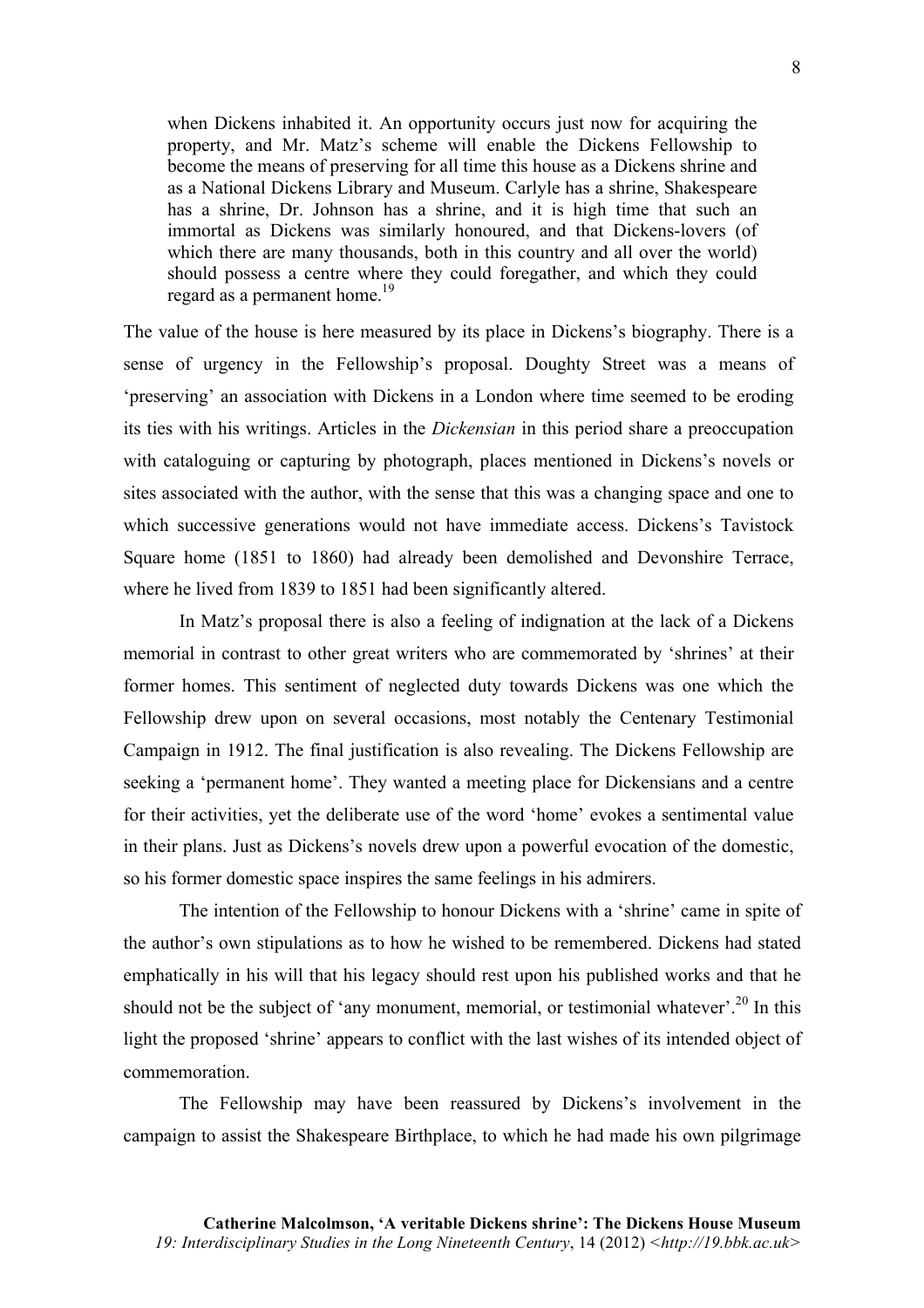> when Dickens inhabited it. An opportunity occurs just now for acquiring the property, and Mr. Matz's scheme will enable the Dickens Fellowship to become the means of preserving for all time this house as a Dickens shrine and as a National Dickens Library and Museum. Carlyle has a shrine, Shakespeare has a shrine, Dr. Johnson has a shrine, and it is high time that such an immortal as Dickens was similarly honoured, and that Dickens-lovers (of which there are many thousands, both in this country and all over the world) should possess a centre where they could foregather, and which they could regard as a permanent home.[19]

The value of the house is here measured by its place in Dickens's biography. There is a sense of urgency in the Fellowship's proposal. Doughty Street was a means of 'preserving' an association with Dickens in a London where time seemed to be eroding its ties with his writings. Articles in the *Dickensian* in this period share a preoccupation with cataloguing or capturing by photograph, places mentioned in Dickens's novels or sites associated with the author, with the sense that this was a changing space and one to which successive generations would not have immediate access. Dickens's Tavistock Square home (1851 to 1860) had already been demolished and Devonshire Terrace, where he lived from 1839 to 1851 had been significantly altered.

In Matz's proposal there is also a feeling of indignation at the lack of a Dickens memorial in contrast to other great writers who are commemorated by 'shrines' at their former homes. This sentiment of neglected duty towards Dickens was one which the Fellowship drew upon on several occasions, most notably the Centenary Testimonial Campaign in 1912. The final justification is also revealing. The Dickens Fellowship are seeking a 'permanent home'. They wanted a meeting place for Dickensians and a centre for their activities, yet the deliberate use of the word 'home' evokes a sentimental value in their plans. Just as Dickens's novels drew upon a powerful evocation of the domestic, so his former domestic space inspires the same feelings in his admirers.

The intention of the Fellowship to honour Dickens with a 'shrine' came in spite of the author's own stipulations as to how he wished to be remembered. Dickens had stated emphatically in his will that his legacy should rest upon his published works and that he should not be the subject of 'any monument, memorial, or testimonial whatever'.[20] In this light the proposed 'shrine' appears to conflict with the last wishes of its intended object of commemoration.

The Fellowship may have been reassured by Dickens's involvement in the campaign to assist the Shakespeare Birthplace, to which he had made his own pilgrimage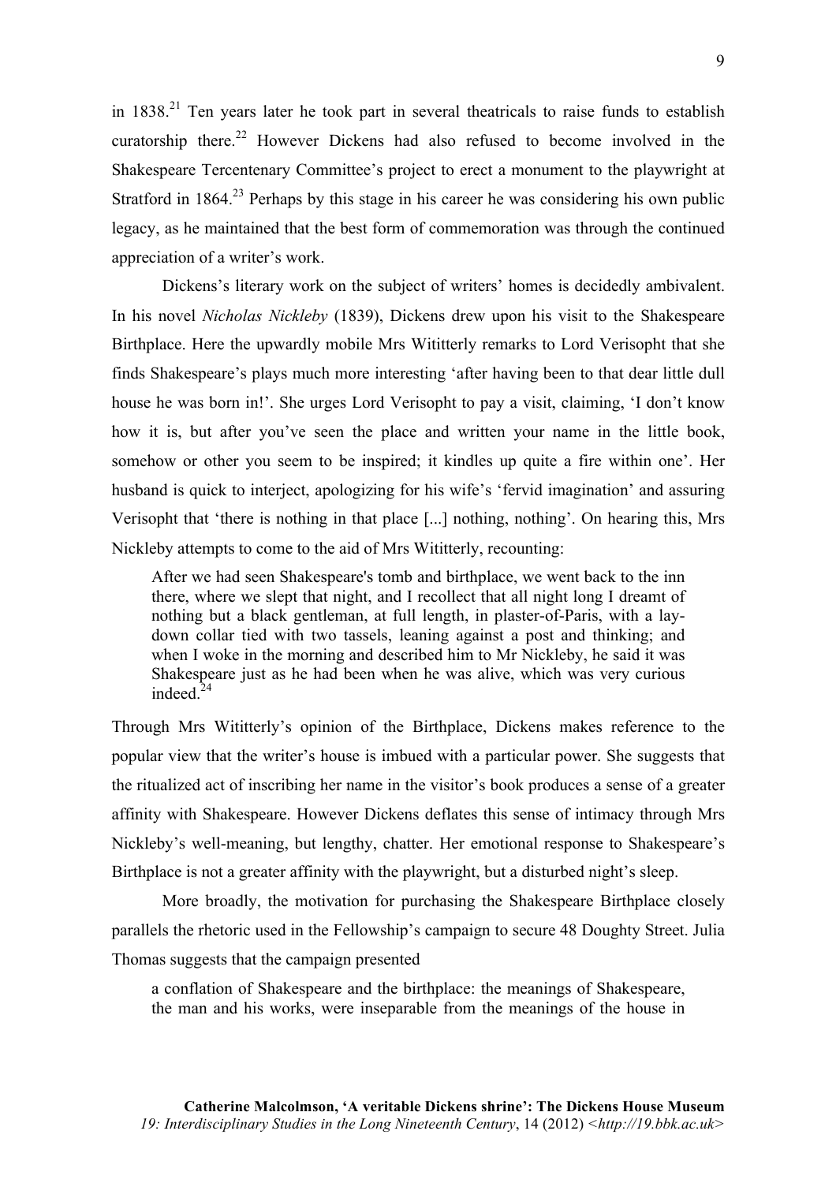in 1838.[21] Ten years later he took part in several theatricals to raise funds to establish curatorship there.[22] However Dickens had also refused to become involved in the Shakespeare Tercentenary Committee's project to erect a monument to the playwright at Stratford in 1864.[23] Perhaps by this stage in his career he was considering his own public legacy, as he maintained that the best form of commemoration was through the continued appreciation of a writer's work.

Dickens's literary work on the subject of writers' homes is decidedly ambivalent. In his novel *Nicholas Nickleby* (1839), Dickens drew upon his visit to the Shakespeare Birthplace. Here the upwardly mobile Mrs Wititterly remarks to Lord Verisopht that she finds Shakespeare's plays much more interesting 'after having been to that dear little dull house he was born in!'. She urges Lord Verisopht to pay a visit, claiming, 'I don't know how it is, but after you've seen the place and written your name in the little book, somehow or other you seem to be inspired; it kindles up quite a fire within one'. Her husband is quick to interject, apologizing for his wife's 'fervid imagination' and assuring Verisopht that 'there is nothing in that place [...] nothing, nothing'. On hearing this, Mrs Nickleby attempts to come to the aid of Mrs Wititterly, recounting:

> After we had seen Shakespeare's tomb and birthplace, we went back to the inn there, where we slept that night, and I recollect that all night long I dreamt of nothing but a black gentleman, at full length, in plaster-of-Paris, with a lay-down collar tied with two tassels, leaning against a post and thinking; and when I woke in the morning and described him to Mr Nickleby, he said it was Shakespeare just as he had been when he was alive, which was very curious indeed.[24]

Through Mrs Wititterly's opinion of the Birthplace, Dickens makes reference to the popular view that the writer's house is imbued with a particular power. She suggests that the ritualized act of inscribing her name in the visitor's book produces a sense of a greater affinity with Shakespeare. However Dickens deflates this sense of intimacy through Mrs Nickleby's well-meaning, but lengthy, chatter. Her emotional response to Shakespeare's Birthplace is not a greater affinity with the playwright, but a disturbed night's sleep.

More broadly, the motivation for purchasing the Shakespeare Birthplace closely parallels the rhetoric used in the Fellowship's campaign to secure 48 Doughty Street. Julia Thomas suggests that the campaign presented

> a conflation of Shakespeare and the birthplace: the meanings of Shakespeare, the man and his works, were inseparable from the meanings of the house in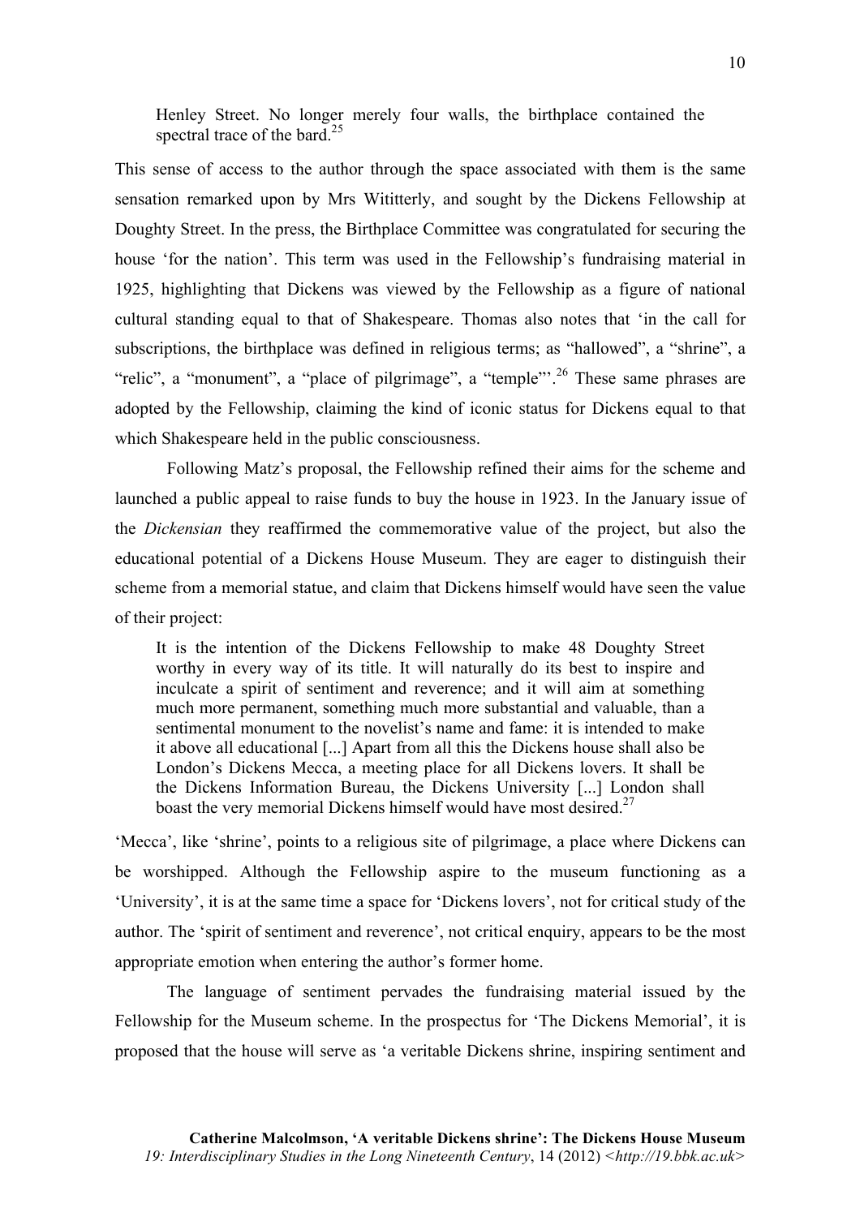> Henley Street. No longer merely four walls, the birthplace contained the spectral trace of the bard.[25]

This sense of access to the author through the space associated with them is the same sensation remarked upon by Mrs Wititterly, and sought by the Dickens Fellowship at Doughty Street. In the press, the Birthplace Committee was congratulated for securing the house 'for the nation'. This term was used in the Fellowship's fundraising material in 1925, highlighting that Dickens was viewed by the Fellowship as a figure of national cultural standing equal to that of Shakespeare. Thomas also notes that 'in the call for subscriptions, the birthplace was defined in religious terms; as "hallowed", a "shrine", a "relic", a "monument", a "place of pilgrimage", a "temple"'.[26] These same phrases are adopted by the Fellowship, claiming the kind of iconic status for Dickens equal to that which Shakespeare held in the public consciousness.

Following Matz's proposal, the Fellowship refined their aims for the scheme and launched a public appeal to raise funds to buy the house in 1923. In the January issue of the *Dickensian* they reaffirmed the commemorative value of the project, but also the educational potential of a Dickens House Museum. They are eager to distinguish their scheme from a memorial statue, and claim that Dickens himself would have seen the value of their project:

> It is the intention of the Dickens Fellowship to make 48 Doughty Street worthy in every way of its title. It will naturally do its best to inspire and inculcate a spirit of sentiment and reverence; and it will aim at something much more permanent, something much more substantial and valuable, than a sentimental monument to the novelist's name and fame: it is intended to make it above all educational [...] Apart from all this the Dickens house shall also be London's Dickens Mecca, a meeting place for all Dickens lovers. It shall be the Dickens Information Bureau, the Dickens University [...] London shall boast the very memorial Dickens himself would have most desired.[27]

'Mecca', like 'shrine', points to a religious site of pilgrimage, a place where Dickens can be worshipped. Although the Fellowship aspire to the museum functioning as a 'University', it is at the same time a space for 'Dickens lovers', not for critical study of the author. The 'spirit of sentiment and reverence', not critical enquiry, appears to be the most appropriate emotion when entering the author's former home.

The language of sentiment pervades the fundraising material issued by the Fellowship for the Museum scheme. In the prospectus for 'The Dickens Memorial', it is proposed that the house will serve as 'a veritable Dickens shrine, inspiring sentiment and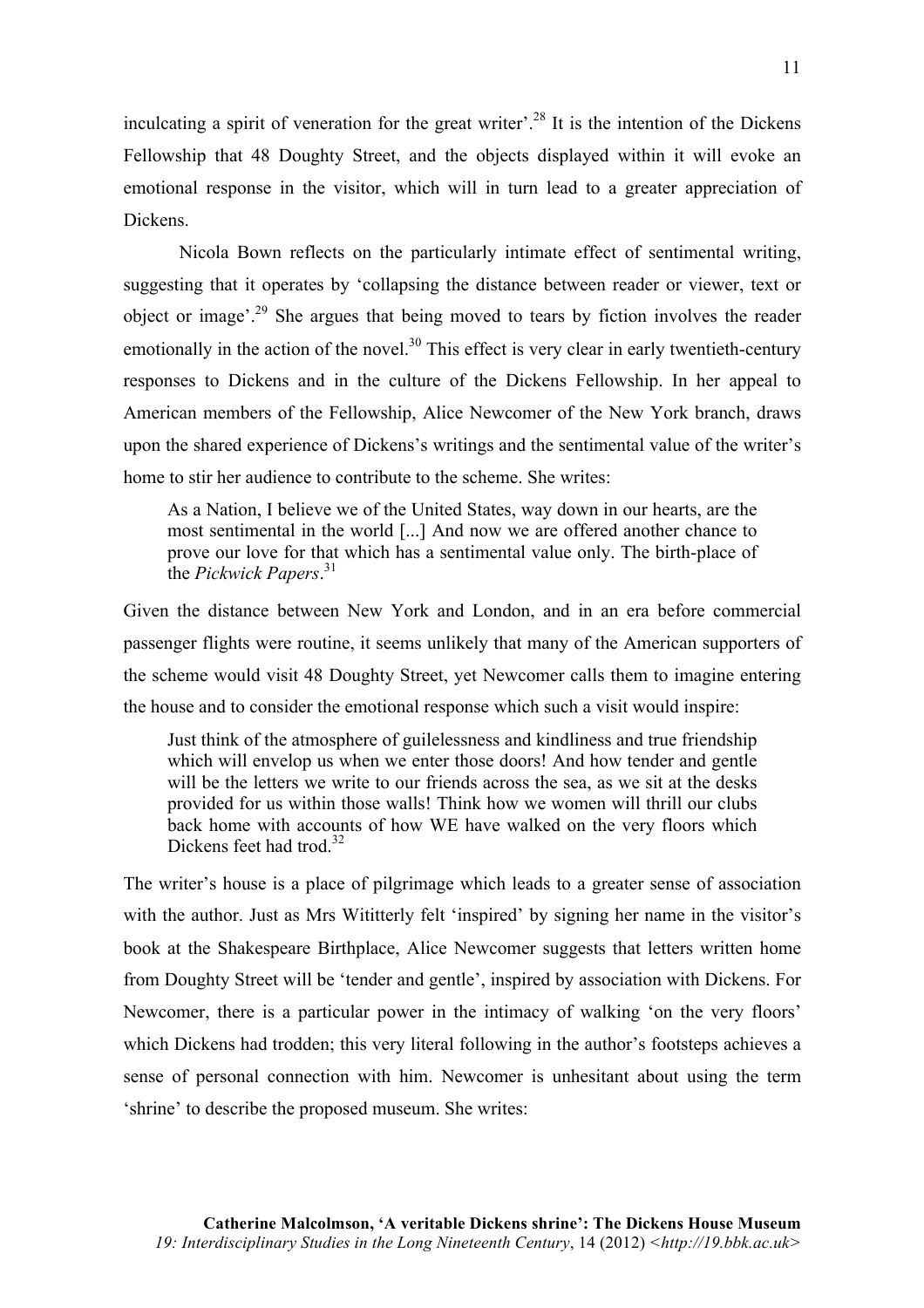inculcating a spirit of veneration for the great writer'.[28] It is the intention of the Dickens Fellowship that 48 Doughty Street, and the objects displayed within it will evoke an emotional response in the visitor, which will in turn lead to a greater appreciation of Dickens.

Nicola Bown reflects on the particularly intimate effect of sentimental writing, suggesting that it operates by 'collapsing the distance between reader or viewer, text or object or image'.[29] She argues that being moved to tears by fiction involves the reader emotionally in the action of the novel.[30] This effect is very clear in early twentieth-century responses to Dickens and in the culture of the Dickens Fellowship. In her appeal to American members of the Fellowship, Alice Newcomer of the New York branch, draws upon the shared experience of Dickens's writings and the sentimental value of the writer's home to stir her audience to contribute to the scheme. She writes:

> As a Nation, I believe we of the United States, way down in our hearts, are the most sentimental in the world [...] And now we are offered another chance to prove our love for that which has a sentimental value only. The birth-place of the *Pickwick Papers*.[31]

Given the distance between New York and London, and in an era before commercial passenger flights were routine, it seems unlikely that many of the American supporters of the scheme would visit 48 Doughty Street, yet Newcomer calls them to imagine entering the house and to consider the emotional response which such a visit would inspire:

> Just think of the atmosphere of guilelessness and kindliness and true friendship which will envelop us when we enter those doors! And how tender and gentle will be the letters we write to our friends across the sea, as we sit at the desks provided for us within those walls! Think how we women will thrill our clubs back home with accounts of how WE have walked on the very floors which Dickens feet had trod.[32]

The writer's house is a place of pilgrimage which leads to a greater sense of association with the author. Just as Mrs Wititterly felt 'inspired' by signing her name in the visitor's book at the Shakespeare Birthplace, Alice Newcomer suggests that letters written home from Doughty Street will be 'tender and gentle', inspired by association with Dickens. For Newcomer, there is a particular power in the intimacy of walking 'on the very floors' which Dickens had trodden; this very literal following in the author's footsteps achieves a sense of personal connection with him. Newcomer is unhesitant about using the term 'shrine' to describe the proposed museum. She writes: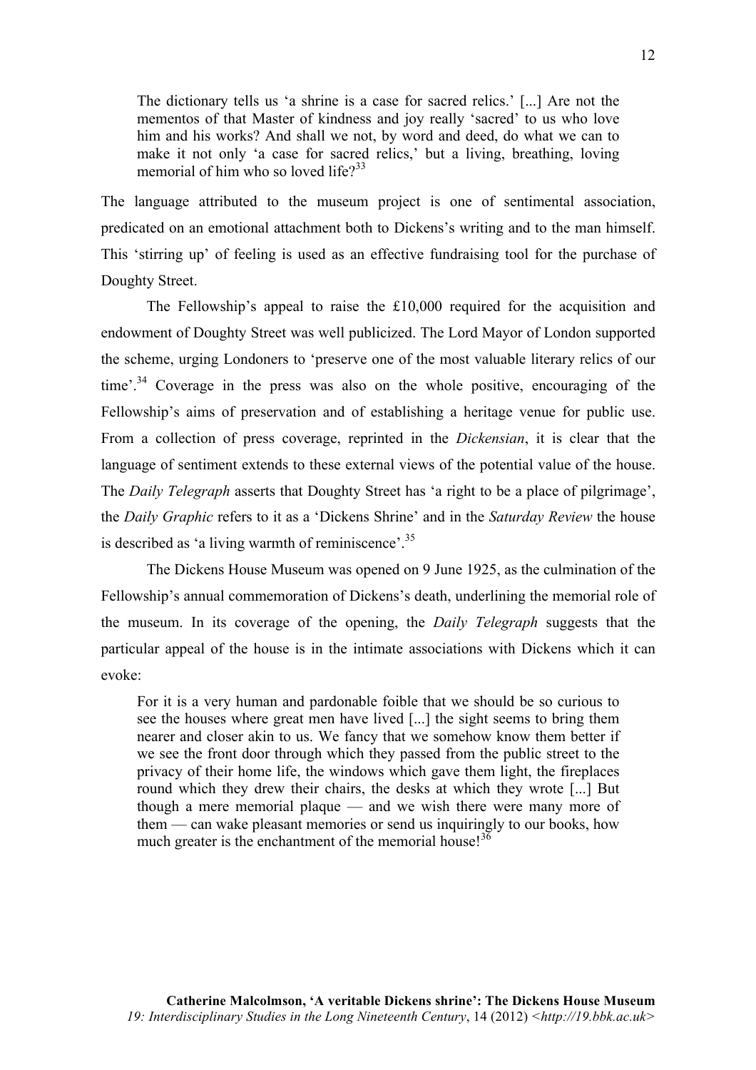> The dictionary tells us 'a shrine is a case for sacred relics.' [...] Are not the mementos of that Master of kindness and joy really 'sacred' to us who love him and his works? And shall we not, by word and deed, do what we can to make it not only 'a case for sacred relics,' but a living, breathing, loving memorial of him who so loved life?[33]

The language attributed to the museum project is one of sentimental association, predicated on an emotional attachment both to Dickens's writing and to the man himself. This 'stirring up' of feeling is used as an effective fundraising tool for the purchase of Doughty Street.

The Fellowship's appeal to raise the £10,000 required for the acquisition and endowment of Doughty Street was well publicized. The Lord Mayor of London supported the scheme, urging Londoners to 'preserve one of the most valuable literary relics of our time'.[34] Coverage in the press was also on the whole positive, encouraging of the Fellowship's aims of preservation and of establishing a heritage venue for public use. From a collection of press coverage, reprinted in the *Dickensian*, it is clear that the language of sentiment extends to these external views of the potential value of the house. The *Daily Telegraph* asserts that Doughty Street has 'a right to be a place of pilgrimage', the *Daily Graphic* refers to it as a 'Dickens Shrine' and in the *Saturday Review* the house is described as 'a living warmth of reminiscence'.[35]

The Dickens House Museum was opened on 9 June 1925, as the culmination of the Fellowship's annual commemoration of Dickens's death, underlining the memorial role of the museum. In its coverage of the opening, the *Daily Telegraph* suggests that the particular appeal of the house is in the intimate associations with Dickens which it can evoke:

> For it is a very human and pardonable foible that we should be so curious to see the houses where great men have lived [...] the sight seems to bring them nearer and closer akin to us. We fancy that we somehow know them better if we see the front door through which they passed from the public street to the privacy of their home life, the windows which gave them light, the fireplaces round which they drew their chairs, the desks at which they wrote [...] But though a mere memorial plaque — and we wish there were many more of them — can wake pleasant memories or send us inquiringly to our books, how much greater is the enchantment of the memorial house![36]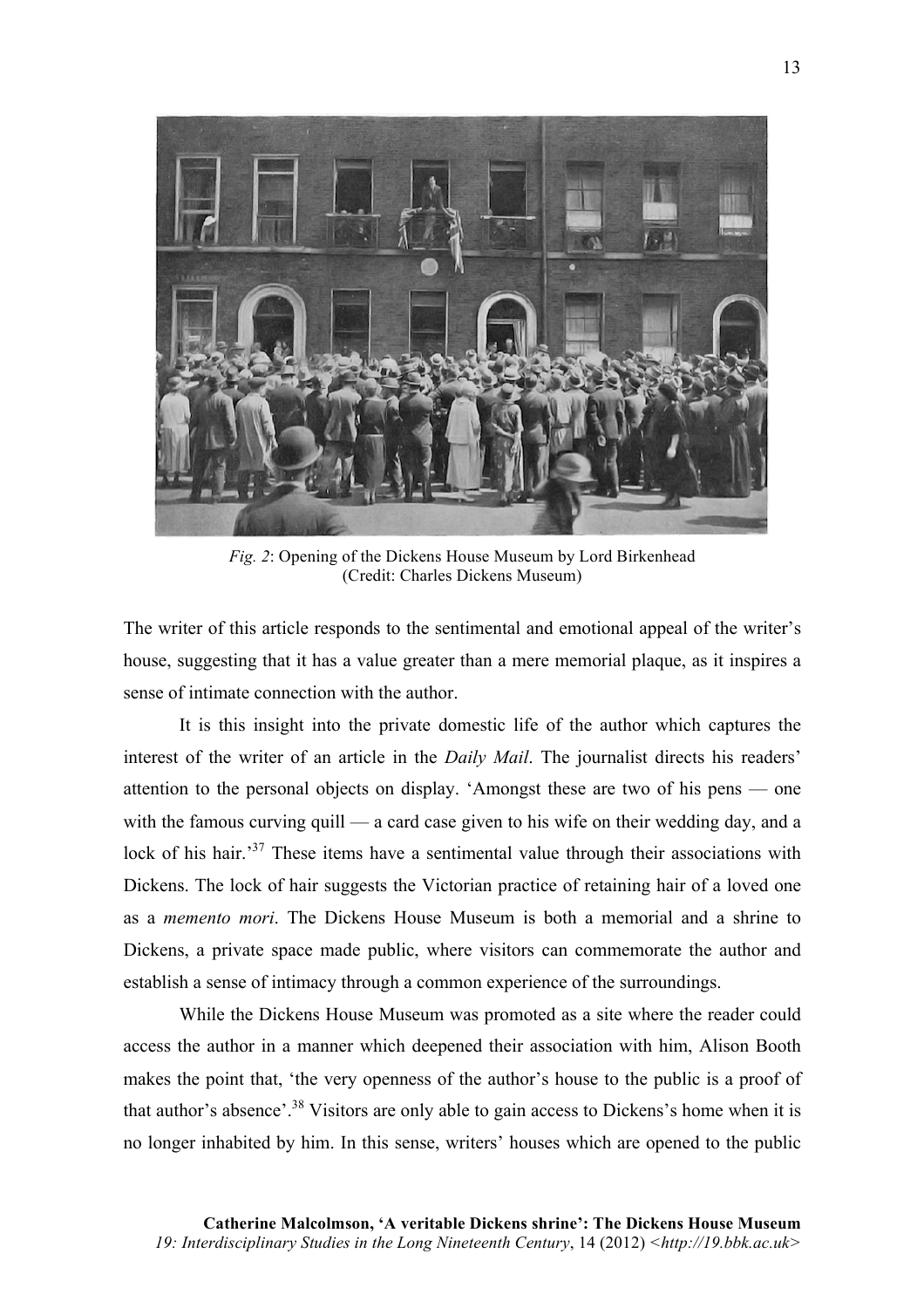*Fig. 2*: Opening of the Dickens House Museum by Lord Birkenhead
(Credit: Charles Dickens Museum)

The writer of this article responds to the sentimental and emotional appeal of the writer's house, suggesting that it has a value greater than a mere memorial plaque, as it inspires a sense of intimate connection with the author.

It is this insight into the private domestic life of the author which captures the interest of the writer of an article in the *Daily Mail*. The journalist directs his readers' attention to the personal objects on display. 'Amongst these are two of his pens — one with the famous curving quill — a card case given to his wife on their wedding day, and a lock of his hair.'[37] These items have a sentimental value through their associations with Dickens. The lock of hair suggests the Victorian practice of retaining hair of a loved one as a *memento mori*. The Dickens House Museum is both a memorial and a shrine to Dickens, a private space made public, where visitors can commemorate the author and establish a sense of intimacy through a common experience of the surroundings.

While the Dickens House Museum was promoted as a site where the reader could access the author in a manner which deepened their association with him, Alison Booth makes the point that, 'the very openness of the author's house to the public is a proof of that author's absence'.[38] Visitors are only able to gain access to Dickens's home when it is no longer inhabited by him. In this sense, writers' houses which are opened to the public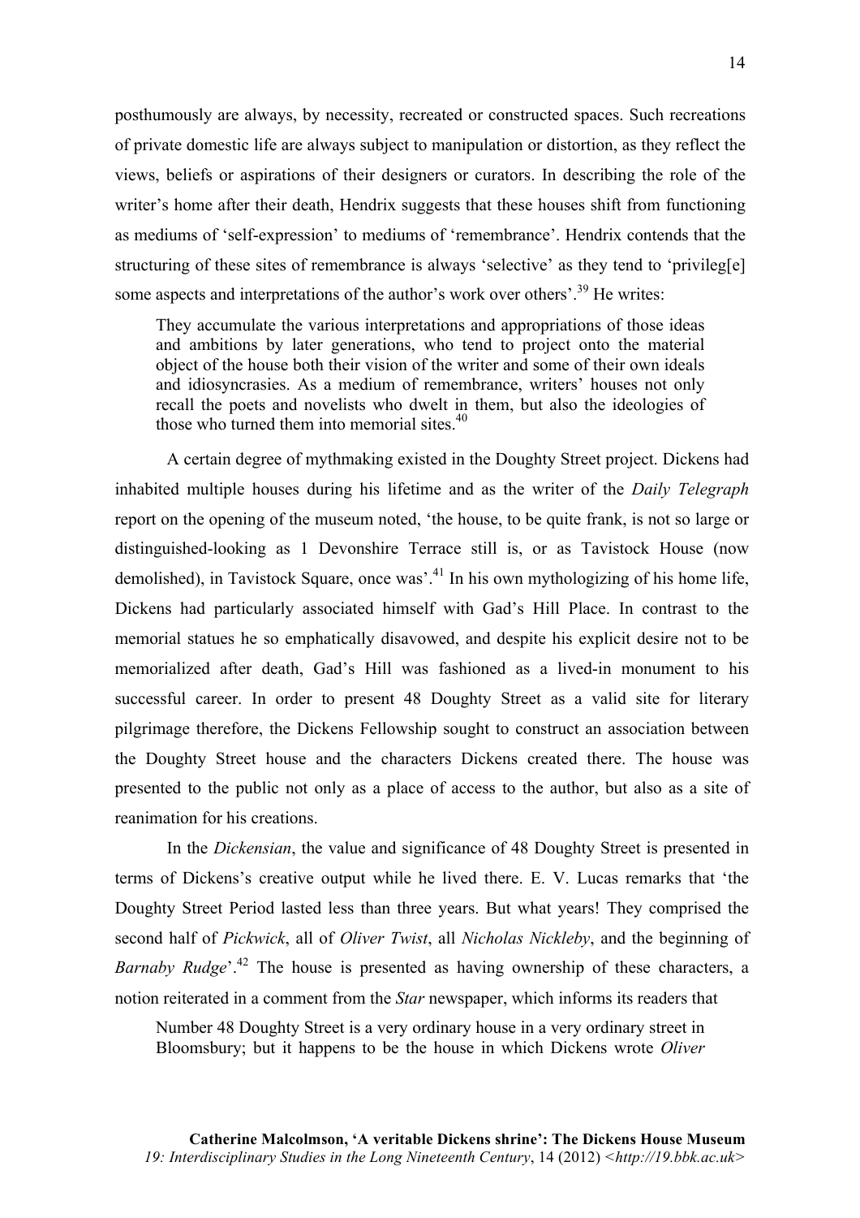posthumously are always, by necessity, recreated or constructed spaces. Such recreations of private domestic life are always subject to manipulation or distortion, as they reflect the views, beliefs or aspirations of their designers or curators. In describing the role of the writer's home after their death, Hendrix suggests that these houses shift from functioning as mediums of 'self-expression' to mediums of 'remembrance'. Hendrix contends that the structuring of these sites of remembrance is always 'selective' as they tend to 'privileg[e] some aspects and interpretations of the author's work over others'.[39] He writes:

> They accumulate the various interpretations and appropriations of those ideas and ambitions by later generations, who tend to project onto the material object of the house both their vision of the writer and some of their own ideals and idiosyncrasies. As a medium of remembrance, writers' houses not only recall the poets and novelists who dwelt in them, but also the ideologies of those who turned them into memorial sites.[40]

A certain degree of mythmaking existed in the Doughty Street project. Dickens had inhabited multiple houses during his lifetime and as the writer of the *Daily Telegraph* report on the opening of the museum noted, 'the house, to be quite frank, is not so large or distinguished-looking as 1 Devonshire Terrace still is, or as Tavistock House (now demolished), in Tavistock Square, once was'.[41] In his own mythologizing of his home life, Dickens had particularly associated himself with Gad's Hill Place. In contrast to the memorial statues he so emphatically disavowed, and despite his explicit desire not to be memorialized after death, Gad's Hill was fashioned as a lived-in monument to his successful career. In order to present 48 Doughty Street as a valid site for literary pilgrimage therefore, the Dickens Fellowship sought to construct an association between the Doughty Street house and the characters Dickens created there. The house was presented to the public not only as a place of access to the author, but also as a site of reanimation for his creations.

In the *Dickensian*, the value and significance of 48 Doughty Street is presented in terms of Dickens's creative output while he lived there. E. V. Lucas remarks that 'the Doughty Street Period lasted less than three years. But what years! They comprised the second half of *Pickwick*, all of *Oliver Twist*, all *Nicholas Nickleby*, and the beginning of *Barnaby Rudge*'.[42] The house is presented as having ownership of these characters, a notion reiterated in a comment from the *Star* newspaper, which informs its readers that

> Number 48 Doughty Street is a very ordinary house in a very ordinary street in Bloomsbury; but it happens to be the house in which Dickens wrote *Oliver*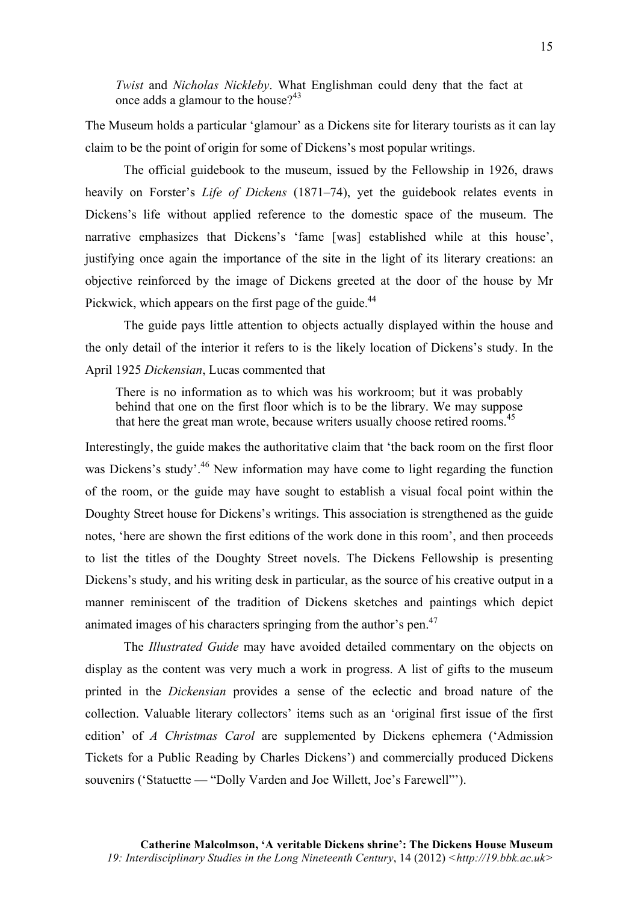> *Twist* and *Nicholas Nickleby*. What Englishman could deny that the fact at once adds a glamour to the house?[43]

The Museum holds a particular 'glamour' as a Dickens site for literary tourists as it can lay claim to be the point of origin for some of Dickens's most popular writings.

The official guidebook to the museum, issued by the Fellowship in 1926, draws heavily on Forster's *Life of Dickens* (1871–74), yet the guidebook relates events in Dickens's life without applied reference to the domestic space of the museum. The narrative emphasizes that Dickens's 'fame [was] established while at this house', justifying once again the importance of the site in the light of its literary creations: an objective reinforced by the image of Dickens greeted at the door of the house by Mr Pickwick, which appears on the first page of the guide.[44]

The guide pays little attention to objects actually displayed within the house and the only detail of the interior it refers to is the likely location of Dickens's study. In the April 1925 *Dickensian*, Lucas commented that

> There is no information as to which was his workroom; but it was probably behind that one on the first floor which is to be the library. We may suppose that here the great man wrote, because writers usually choose retired rooms.[45]

Interestingly, the guide makes the authoritative claim that 'the back room on the first floor was Dickens's study'.[46] New information may have come to light regarding the function of the room, or the guide may have sought to establish a visual focal point within the Doughty Street house for Dickens's writings. This association is strengthened as the guide notes, 'here are shown the first editions of the work done in this room', and then proceeds to list the titles of the Doughty Street novels. The Dickens Fellowship is presenting Dickens's study, and his writing desk in particular, as the source of his creative output in a manner reminiscent of the tradition of Dickens sketches and paintings which depict animated images of his characters springing from the author's pen.[47]

The *Illustrated Guide* may have avoided detailed commentary on the objects on display as the content was very much a work in progress. A list of gifts to the museum printed in the *Dickensian* provides a sense of the eclectic and broad nature of the collection. Valuable literary collectors' items such as an 'original first issue of the first edition' of *A Christmas Carol* are supplemented by Dickens ephemera ('Admission Tickets for a Public Reading by Charles Dickens') and commercially produced Dickens souvenirs ('Statuette — "Dolly Varden and Joe Willett, Joe's Farewell"').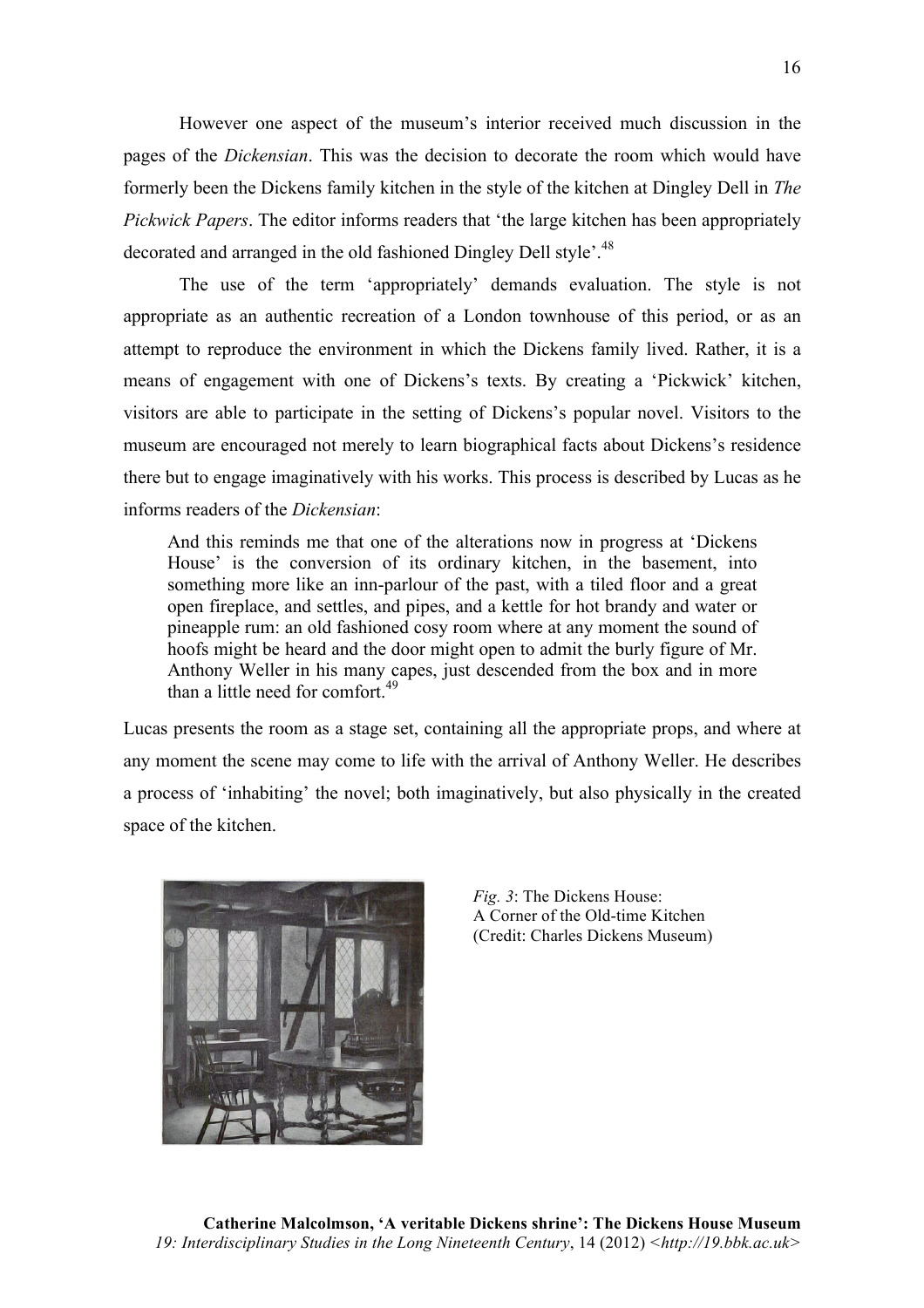However one aspect of the museum's interior received much discussion in the pages of the *Dickensian*. This was the decision to decorate the room which would have formerly been the Dickens family kitchen in the style of the kitchen at Dingley Dell in *The Pickwick Papers*. The editor informs readers that 'the large kitchen has been appropriately decorated and arranged in the old fashioned Dingley Dell style'.[48]

The use of the term 'appropriately' demands evaluation. The style is not appropriate as an authentic recreation of a London townhouse of this period, or as an attempt to reproduce the environment in which the Dickens family lived. Rather, it is a means of engagement with one of Dickens's texts. By creating a 'Pickwick' kitchen, visitors are able to participate in the setting of Dickens's popular novel. Visitors to the museum are encouraged not merely to learn biographical facts about Dickens's residence there but to engage imaginatively with his works. This process is described by Lucas as he informs readers of the *Dickensian*:

> And this reminds me that one of the alterations now in progress at 'Dickens House' is the conversion of its ordinary kitchen, in the basement, into something more like an inn-parlour of the past, with a tiled floor and a great open fireplace, and settles, and pipes, and a kettle for hot brandy and water or pineapple rum: an old fashioned cosy room where at any moment the sound of hoofs might be heard and the door might open to admit the burly figure of Mr. Anthony Weller in his many capes, just descended from the box and in more than a little need for comfort.[49]

Lucas presents the room as a stage set, containing all the appropriate props, and where at any moment the scene may come to life with the arrival of Anthony Weller. He describes a process of 'inhabiting' the novel; both imaginatively, but also physically in the created space of the kitchen.

*Fig. 3*: The Dickens House: A Corner of the Old-time Kitchen (Credit: Charles Dickens Museum)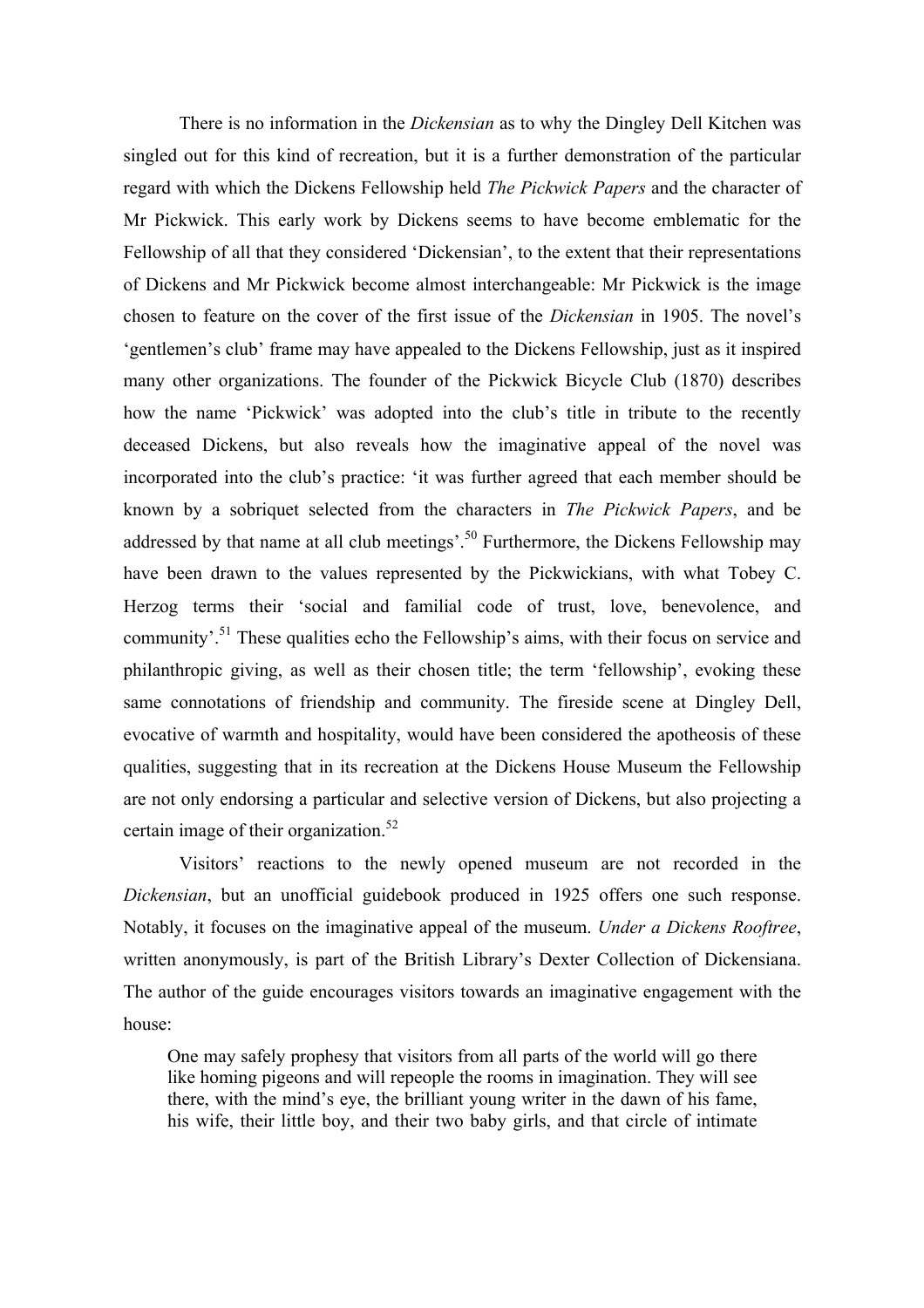There is no information in the *Dickensian* as to why the Dingley Dell Kitchen was singled out for this kind of recreation, but it is a further demonstration of the particular regard with which the Dickens Fellowship held *The Pickwick Papers* and the character of Mr Pickwick. This early work by Dickens seems to have become emblematic for the Fellowship of all that they considered 'Dickensian', to the extent that their representations of Dickens and Mr Pickwick become almost interchangeable: Mr Pickwick is the image chosen to feature on the cover of the first issue of the *Dickensian* in 1905. The novel's 'gentlemen's club' frame may have appealed to the Dickens Fellowship, just as it inspired many other organizations. The founder of the Pickwick Bicycle Club (1870) describes how the name 'Pickwick' was adopted into the club's title in tribute to the recently deceased Dickens, but also reveals how the imaginative appeal of the novel was incorporated into the club's practice: 'it was further agreed that each member should be known by a sobriquet selected from the characters in *The Pickwick Papers*, and be addressed by that name at all club meetings'.[50] Furthermore, the Dickens Fellowship may have been drawn to the values represented by the Pickwickians, with what Tobey C. Herzog terms their 'social and familial code of trust, love, benevolence, and community'.[51] These qualities echo the Fellowship's aims, with their focus on service and philanthropic giving, as well as their chosen title; the term 'fellowship', evoking these same connotations of friendship and community. The fireside scene at Dingley Dell, evocative of warmth and hospitality, would have been considered the apotheosis of these qualities, suggesting that in its recreation at the Dickens House Museum the Fellowship are not only endorsing a particular and selective version of Dickens, but also projecting a certain image of their organization.[52]

Visitors' reactions to the newly opened museum are not recorded in the *Dickensian*, but an unofficial guidebook produced in 1925 offers one such response. Notably, it focuses on the imaginative appeal of the museum. *Under a Dickens Rooftree*, written anonymously, is part of the British Library's Dexter Collection of Dickensiana. The author of the guide encourages visitors towards an imaginative engagement with the house:

> One may safely prophesy that visitors from all parts of the world will go there like homing pigeons and will repeople the rooms in imagination. They will see there, with the mind's eye, the brilliant young writer in the dawn of his fame, his wife, their little boy, and their two baby girls, and that circle of intimate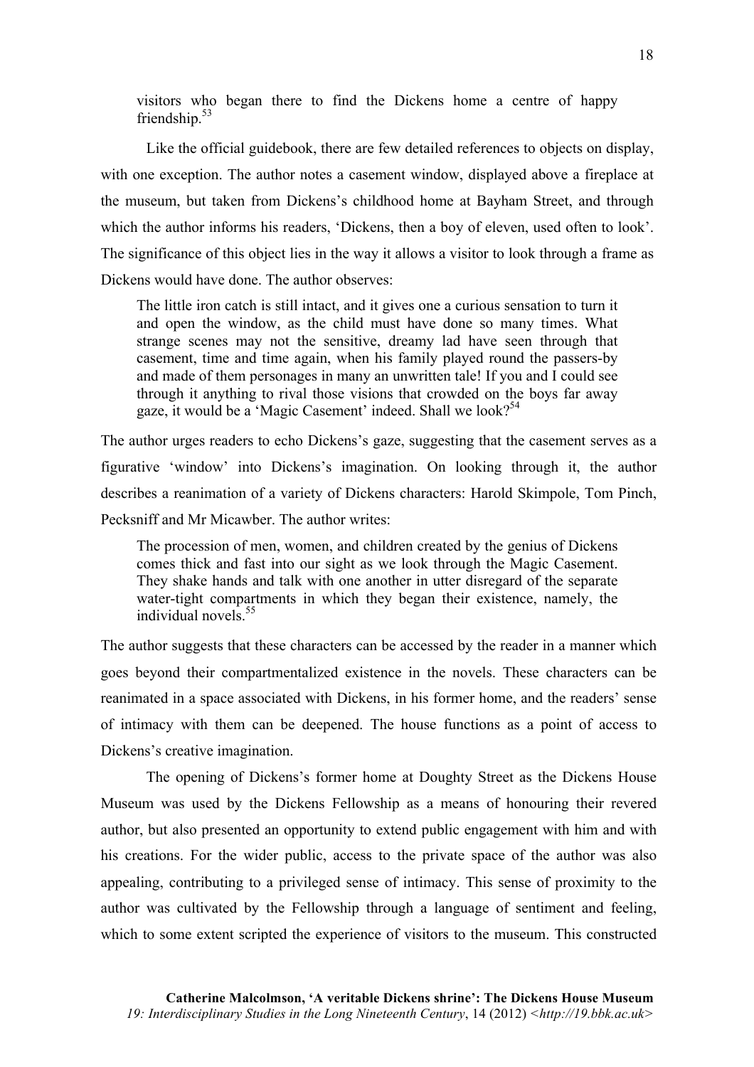> visitors who began there to find the Dickens home a centre of happy friendship.[53]

Like the official guidebook, there are few detailed references to objects on display, with one exception. The author notes a casement window, displayed above a fireplace at the museum, but taken from Dickens's childhood home at Bayham Street, and through which the author informs his readers, 'Dickens, then a boy of eleven, used often to look'. The significance of this object lies in the way it allows a visitor to look through a frame as Dickens would have done. The author observes:

> The little iron catch is still intact, and it gives one a curious sensation to turn it and open the window, as the child must have done so many times. What strange scenes may not the sensitive, dreamy lad have seen through that casement, time and time again, when his family played round the passers-by and made of them personages in many an unwritten tale! If you and I could see through it anything to rival those visions that crowded on the boys far away gaze, it would be a 'Magic Casement' indeed. Shall we look?[54]

The author urges readers to echo Dickens's gaze, suggesting that the casement serves as a figurative 'window' into Dickens's imagination. On looking through it, the author describes a reanimation of a variety of Dickens characters: Harold Skimpole, Tom Pinch, Pecksniff and Mr Micawber. The author writes:

> The procession of men, women, and children created by the genius of Dickens comes thick and fast into our sight as we look through the Magic Casement. They shake hands and talk with one another in utter disregard of the separate water-tight compartments in which they began their existence, namely, the individual novels.[55]

The author suggests that these characters can be accessed by the reader in a manner which goes beyond their compartmentalized existence in the novels. These characters can be reanimated in a space associated with Dickens, in his former home, and the readers' sense of intimacy with them can be deepened. The house functions as a point of access to Dickens's creative imagination.

The opening of Dickens's former home at Doughty Street as the Dickens House Museum was used by the Dickens Fellowship as a means of honouring their revered author, but also presented an opportunity to extend public engagement with him and with his creations. For the wider public, access to the private space of the author was also appealing, contributing to a privileged sense of intimacy. This sense of proximity to the author was cultivated by the Fellowship through a language of sentiment and feeling, which to some extent scripted the experience of visitors to the museum. This constructed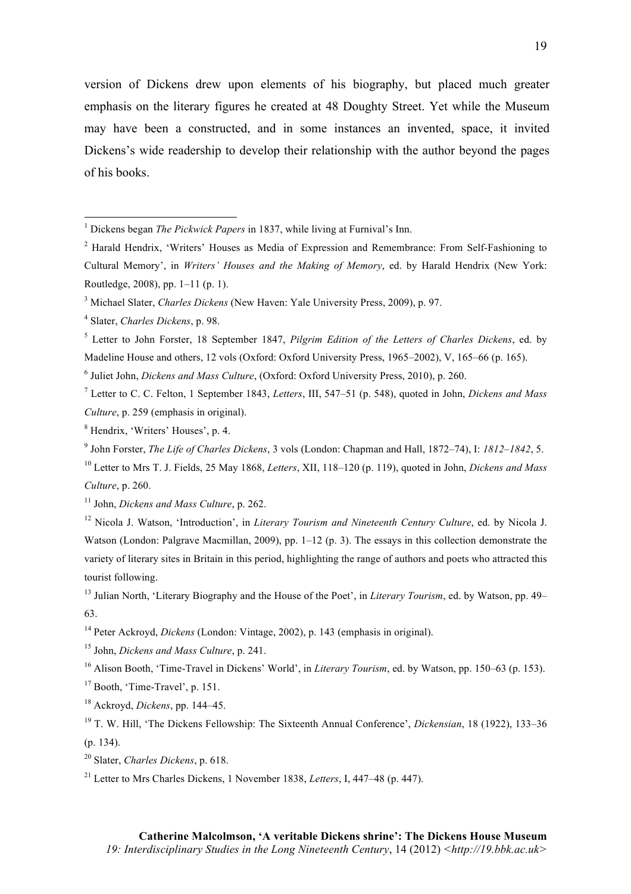version of Dickens drew upon elements of his biography, but placed much greater emphasis on the literary figures he created at 48 Doughty Street. Yet while the Museum may have been a constructed, and in some instances an invented, space, it invited Dickens's wide readership to develop their relationship with the author beyond the pages of his books.

---

[1] Dickens began *The Pickwick Papers* in 1837, while living at Furnival's Inn.

[2] Harald Hendrix, 'Writers' Houses as Media of Expression and Remembrance: From Self-Fashioning to Cultural Memory', in *Writers' Houses and the Making of Memory*, ed. by Harald Hendrix (New York: Routledge, 2008), pp. 1–11 (p. 1).

[3] Michael Slater, *Charles Dickens* (New Haven: Yale University Press, 2009), p. 97.

[4] Slater, *Charles Dickens*, p. 98.

[5] Letter to John Forster, 18 September 1847, *Pilgrim Edition of the Letters of Charles Dickens*, ed. by Madeline House and others, 12 vols (Oxford: Oxford University Press, 1965–2002), V, 165–66 (p. 165).

[6] Juliet John, *Dickens and Mass Culture*, (Oxford: Oxford University Press, 2010), p. 260.

[7] Letter to C. C. Felton, 1 September 1843, *Letters*, III, 547–51 (p. 548), quoted in John, *Dickens and Mass Culture*, p. 259 (emphasis in original).

[8] Hendrix, 'Writers' Houses', p. 4.

[9] John Forster, *The Life of Charles Dickens*, 3 vols (London: Chapman and Hall, 1872–74), I: *1812–1842*, 5.

[10] Letter to Mrs T. J. Fields, 25 May 1868, *Letters*, XII, 118–120 (p. 119), quoted in John, *Dickens and Mass Culture*, p. 260.

[11] John, *Dickens and Mass Culture*, p. 262.

[12] Nicola J. Watson, 'Introduction', in *Literary Tourism and Nineteenth Century Culture*, ed. by Nicola J. Watson (London: Palgrave Macmillan, 2009), pp. 1–12 (p. 3). The essays in this collection demonstrate the variety of literary sites in Britain in this period, highlighting the range of authors and poets who attracted this tourist following.

[13] Julian North, 'Literary Biography and the House of the Poet', in *Literary Tourism*, ed. by Watson, pp. 49–63.

[14] Peter Ackroyd, *Dickens* (London: Vintage, 2002), p. 143 (emphasis in original).

[15] John, *Dickens and Mass Culture*, p. 241.

[16] Alison Booth, 'Time-Travel in Dickens' World', in *Literary Tourism*, ed. by Watson, pp. 150–63 (p. 153).

[17] Booth, 'Time-Travel', p. 151.

[18] Ackroyd, *Dickens*, pp. 144–45.

[19] T. W. Hill, 'The Dickens Fellowship: The Sixteenth Annual Conference', *Dickensian*, 18 (1922), 133–36 (p. 134).

[20] Slater, *Charles Dickens*, p. 618.

[21] Letter to Mrs Charles Dickens, 1 November 1838, *Letters*, I, 447–48 (p. 447).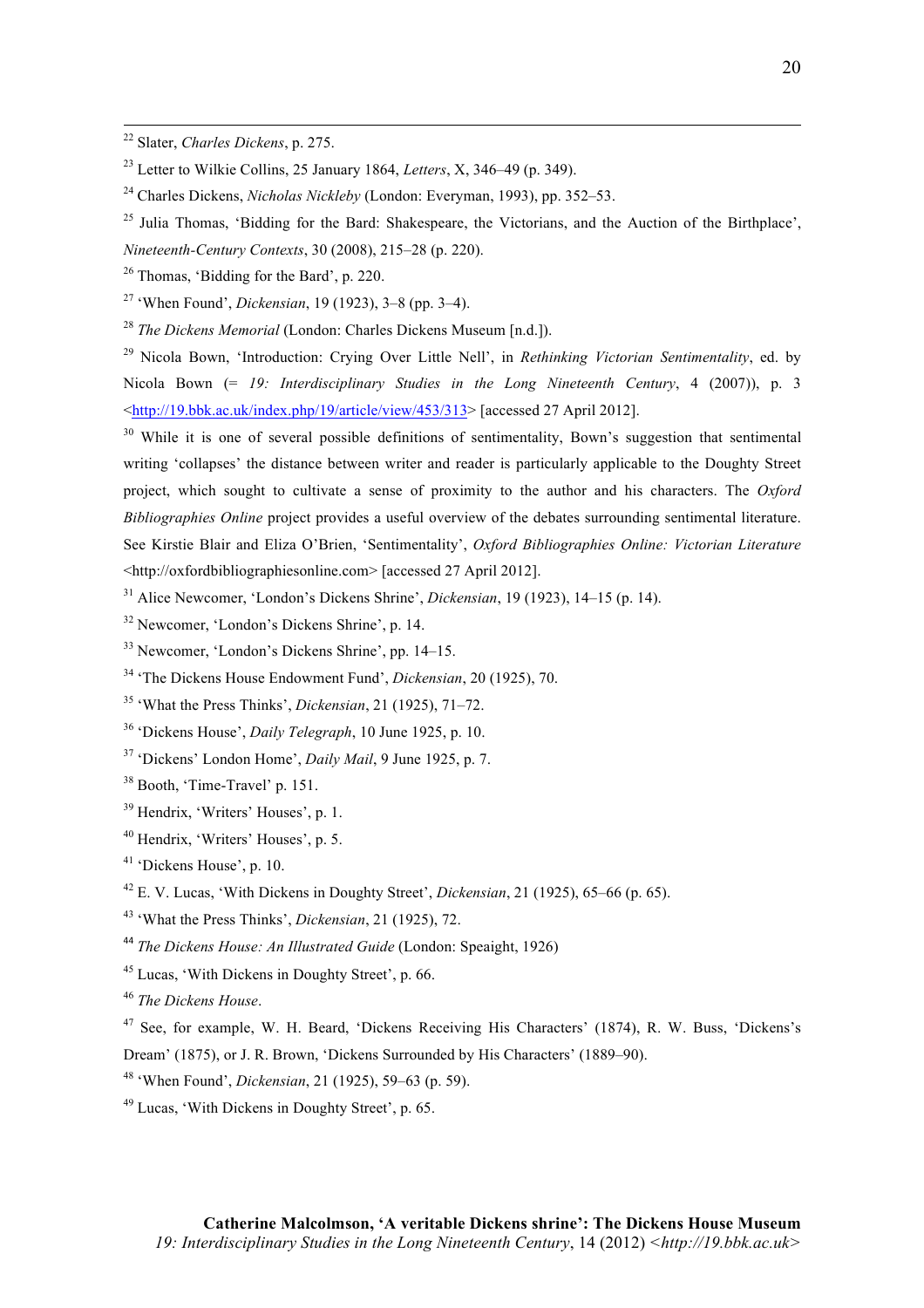[22] Slater, *Charles Dickens*, p. 275.

[23] Letter to Wilkie Collins, 25 January 1864, *Letters*, X, 346–49 (p. 349).

[24] Charles Dickens, *Nicholas Nickleby* (London: Everyman, 1993), pp. 352–53.

[25] Julia Thomas, 'Bidding for the Bard: Shakespeare, the Victorians, and the Auction of the Birthplace', *Nineteenth-Century Contexts*, 30 (2008), 215–28 (p. 220).

[26] Thomas, 'Bidding for the Bard', p. 220.

[27] 'When Found', *Dickensian*, 19 (1923), 3–8 (pp. 3–4).

[28] *The Dickens Memorial* (London: Charles Dickens Museum [n.d.]).

[29] Nicola Bown, 'Introduction: Crying Over Little Nell', in *Rethinking Victorian Sentimentality*, ed. by Nicola Bown (= *19: Interdisciplinary Studies in the Long Nineteenth Century*, 4 (2007)), p. 3 <http://19.bbk.ac.uk/index.php/19/article/view/453/313> [accessed 27 April 2012].

[30] While it is one of several possible definitions of sentimentality, Bown's suggestion that sentimental writing 'collapses' the distance between writer and reader is particularly applicable to the Doughty Street project, which sought to cultivate a sense of proximity to the author and his characters. The *Oxford Bibliographies Online* project provides a useful overview of the debates surrounding sentimental literature. See Kirstie Blair and Eliza O'Brien, 'Sentimentality', *Oxford Bibliographies Online: Victorian Literature* <http://oxfordbibliographiesonline.com> [accessed 27 April 2012].

[31] Alice Newcomer, 'London's Dickens Shrine', *Dickensian*, 19 (1923), 14–15 (p. 14).

[32] Newcomer, 'London's Dickens Shrine', p. 14.

[33] Newcomer, 'London's Dickens Shrine', pp. 14–15.

[34] 'The Dickens House Endowment Fund', *Dickensian*, 20 (1925), 70.

[35] 'What the Press Thinks', *Dickensian*, 21 (1925), 71–72.

[36] 'Dickens House', *Daily Telegraph*, 10 June 1925, p. 10.

[37] 'Dickens' London Home', *Daily Mail*, 9 June 1925, p. 7.

[38] Booth, 'Time-Travel' p. 151.

[39] Hendrix, 'Writers' Houses', p. 1.

[40] Hendrix, 'Writers' Houses', p. 5.

[41] 'Dickens House', p. 10.

[42] E. V. Lucas, 'With Dickens in Doughty Street', *Dickensian*, 21 (1925), 65–66 (p. 65).

[43] 'What the Press Thinks', *Dickensian*, 21 (1925), 72.

[44] *The Dickens House: An Illustrated Guide* (London: Speaight, 1926)

[45] Lucas, 'With Dickens in Doughty Street', p. 66.

[46] *The Dickens House*.

[47] See, for example, W. H. Beard, 'Dickens Receiving His Characters' (1874), R. W. Buss, 'Dickens's Dream' (1875), or J. R. Brown, 'Dickens Surrounded by His Characters' (1889–90).

[48] 'When Found', *Dickensian*, 21 (1925), 59–63 (p. 59).

[49] Lucas, 'With Dickens in Doughty Street', p. 65.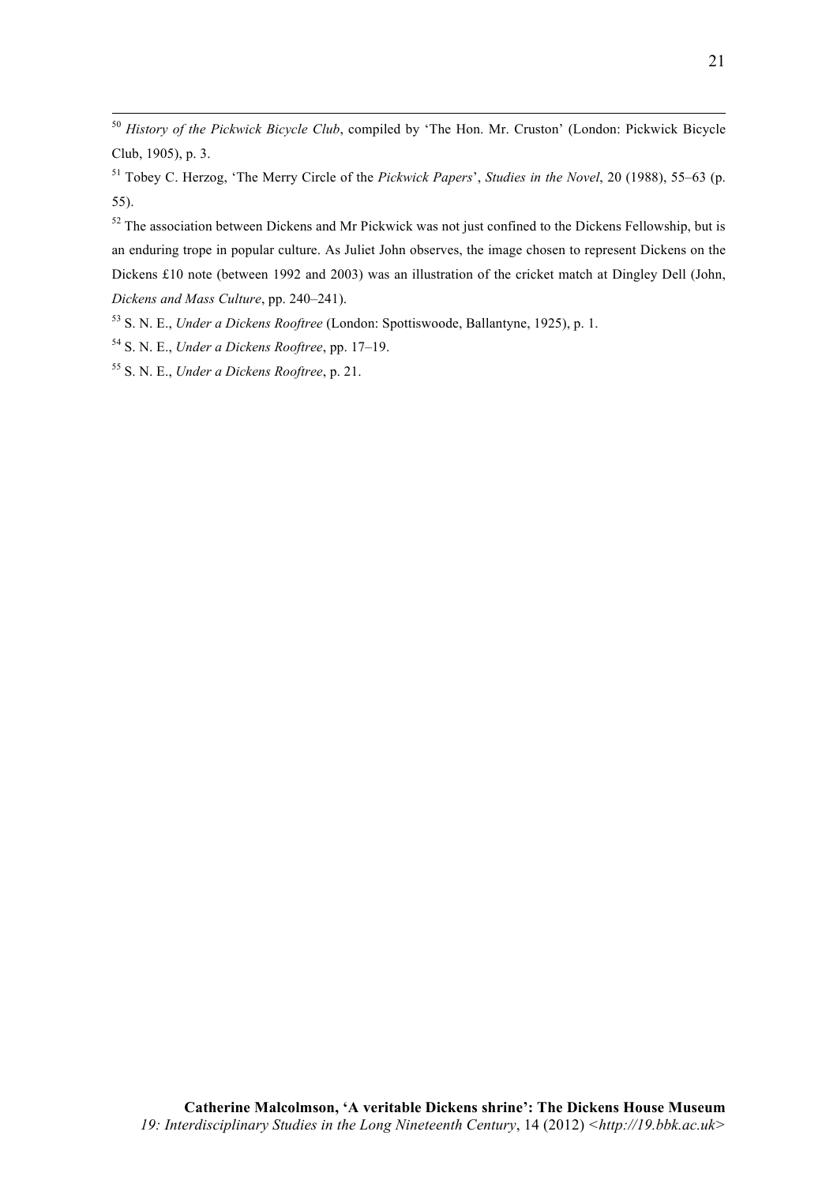[50] *History of the Pickwick Bicycle Club*, compiled by 'The Hon. Mr. Cruston' (London: Pickwick Bicycle Club, 1905), p. 3.

[51] Tobey C. Herzog, 'The Merry Circle of the *Pickwick Papers*', *Studies in the Novel*, 20 (1988), 55–63 (p. 55).

[52] The association between Dickens and Mr Pickwick was not just confined to the Dickens Fellowship, but is an enduring trope in popular culture. As Juliet John observes, the image chosen to represent Dickens on the Dickens £10 note (between 1992 and 2003) was an illustration of the cricket match at Dingley Dell (John, *Dickens and Mass Culture*, pp. 240–241).

[53] S. N. E., *Under a Dickens Rooftree* (London: Spottiswoode, Ballantyne, 1925), p. 1.

[54] S. N. E., *Under a Dickens Rooftree*, pp. 17–19.

[55] S. N. E., *Under a Dickens Rooftree*, p. 21.